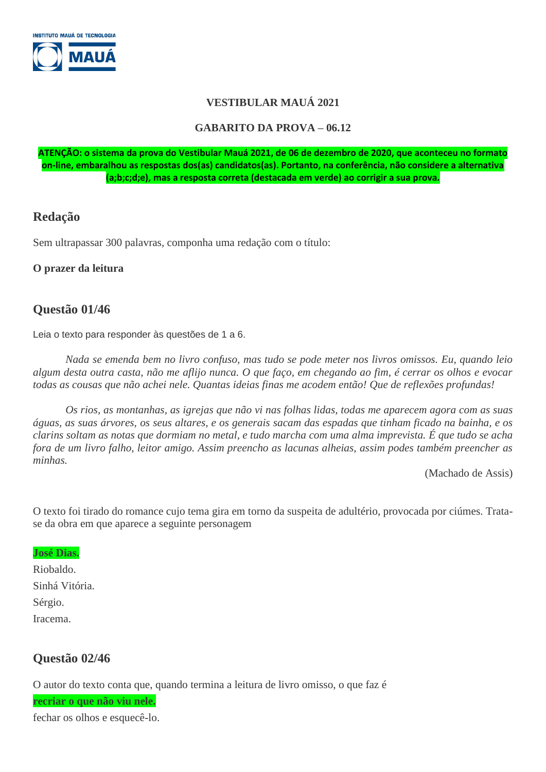**INSTITUTO MAUÁ DE TECNOLOGIA**

**MAUÁ**

# VESTIBULAR MAUÁ 2021

## GABARITO DA PROVA – 06.12

**ATENÇÃO: o sistema da prova do Vestibular Mauá 2021, de 06 de dezembro de 2020, que aconteceu no formato on-line, embaralhou as respostas dos(as) candidatos(as). Portanto, na conferência, não considere a alternativa (a;b;c;d;e), mas a resposta correta (destacada em verde) ao corrigir a sua prova.**

## Redação

Sem ultrapassar 300 palavras, componha uma redação com o título:

**O prazer da leitura**

## Questão 01/46

Leia o texto para responder às questões de 1 a 6.

*Nada se emenda bem no livro confuso, mas tudo se pode meter nos livros omissos. Eu, quando leio algum desta outra casta, não me aflijo nunca. O que faço, em chegando ao fim, é cerrar os olhos e evocar todas as cousas que não achei nele. Quantas ideias finas me acodem então! Que de reflexões profundas!*

*Os rios, as montanhas, as igrejas que não vi nas folhas lidas, todas me aparecem agora com as suas águas, as suas árvores, os seus altares, e os generais sacam das espadas que tinham ficado na bainha, e os clarins soltam as notas que dormiam no metal, e tudo marcha com uma alma imprevista. É que tudo se acha fora de um livro falho, leitor amigo. Assim preencho as lacunas alheias, assim podes também preencher as minhas.*

(Machado de Assis)

O texto foi tirado do romance cujo tema gira em torno da suspeita de adultério, provocada por ciúmes. Trata-se da obra em que aparece a seguinte personagem

**José Dias.**

Riobaldo.

Sinhá Vitória.

Sérgio.

Iracema.

## Questão 02/46

O autor do texto conta que, quando termina a leitura de livro omisso, o que faz é

**recriar o que não viu nele.**

fechar os olhos e esquecê-lo.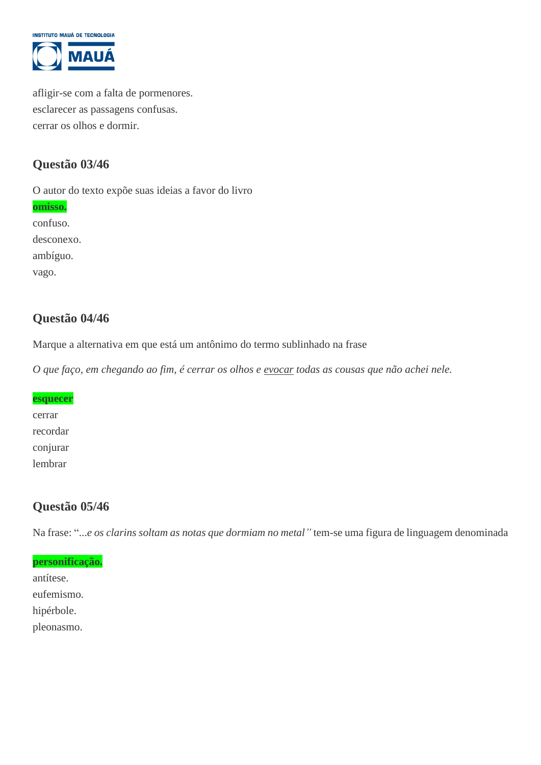afligir-se com a falta de pormenores.
esclarecer as passagens confusas.
cerrar os olhos e dormir.

### Questão 03/46

O autor do texto expõe suas ideias a favor do livro

**omisso.**
confuso.
desconexo.
ambíguo.
vago.

### Questão 04/46

Marque a alternativa em que está um antônimo do termo sublinhado na frase

*O que faço, em chegando ao fim, é cerrar os olhos e evocar todas as cousas que não achei nele.*

**esquecer**
cerrar
recordar
conjurar
lembrar

### Questão 05/46

Na frase: "*...e os clarins soltam as notas que dormiam no metal*" tem-se uma figura de linguagem denominada

**personificação.**
antítese.
eufemismo.
hipérbole.
pleonasmo.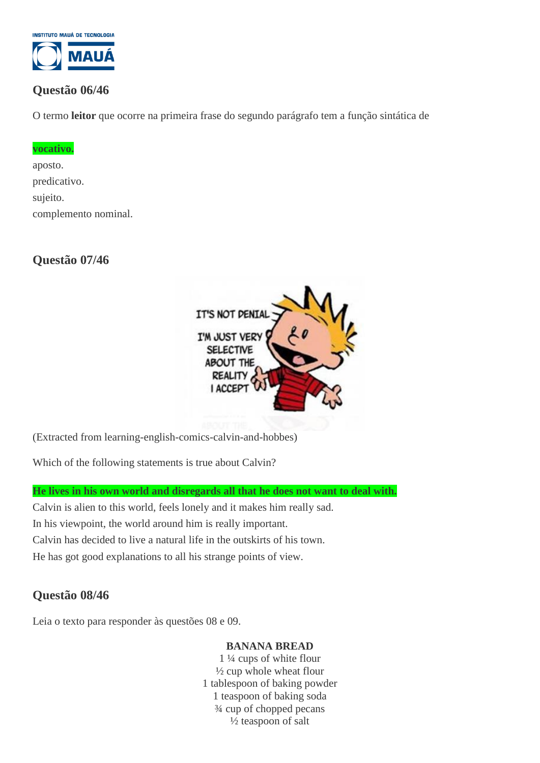## Questão 06/46

O termo **leitor** que ocorre na primeira frase do segundo parágrafo tem a função sintática de

**vocativo.**
aposto.
predicativo.
sujeito.
complemento nominal.

## Questão 07/46

(Extracted from learning-english-comics-calvin-and-hobbes)

Which of the following statements is true about Calvin?

**He lives in his own world and disregards all that he does not want to deal with.**
Calvin is alien to this world, feels lonely and it makes him really sad.
In his viewpoint, the world around him is really important.
Calvin has decided to live a natural life in the outskirts of his town.
He has got good explanations to all his strange points of view.

## Questão 08/46

Leia o texto para responder às questões 08 e 09.

**BANANA BREAD**

1 ¼ cups of white flour
½ cup whole wheat flour
1 tablespoon of baking powder
1 teaspoon of baking soda
¾ cup of chopped pecans
½ teaspoon of salt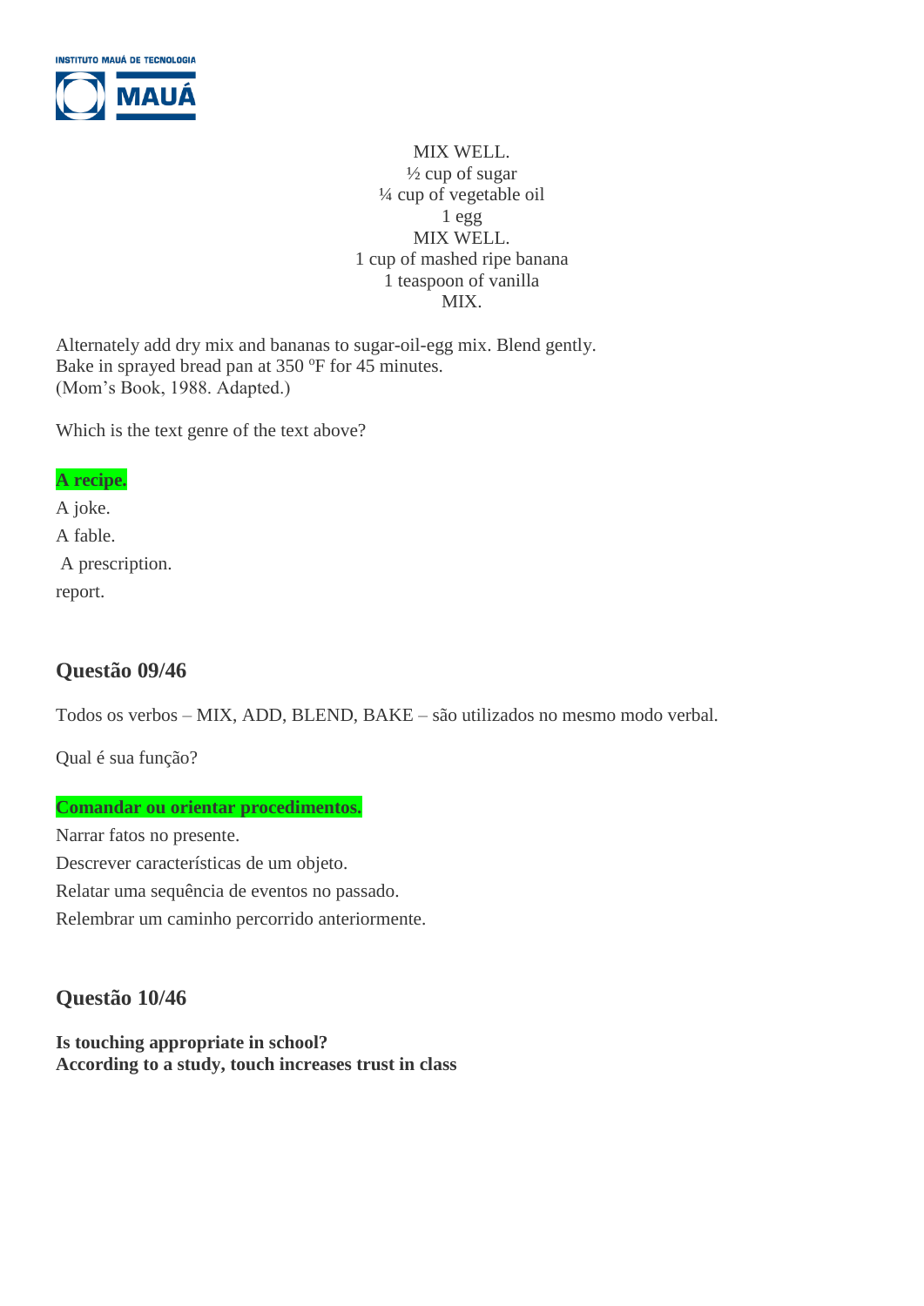MIX WELL.
½ cup of sugar
¼ cup of vegetable oil
1 egg
MIX WELL.
1 cup of mashed ripe banana
1 teaspoon of vanilla
MIX.

Alternately add dry mix and bananas to sugar-oil-egg mix. Blend gently.
Bake in sprayed bread pan at 350 ºF for 45 minutes.
(Mom's Book, 1988. Adapted.)

Which is the text genre of the text above?

**A recipe.**
A joke.
A fable.
A prescription.
report.

## Questão 09/46

Todos os verbos – MIX, ADD, BLEND, BAKE – são utilizados no mesmo modo verbal.

Qual é sua função?

**Comandar ou orientar procedimentos.**
Narrar fatos no presente.
Descrever características de um objeto.
Relatar uma sequência de eventos no passado.
Relembrar um caminho percorrido anteriormente.

## Questão 10/46

**Is touching appropriate in school?**
**According to a study, touch increases trust in class**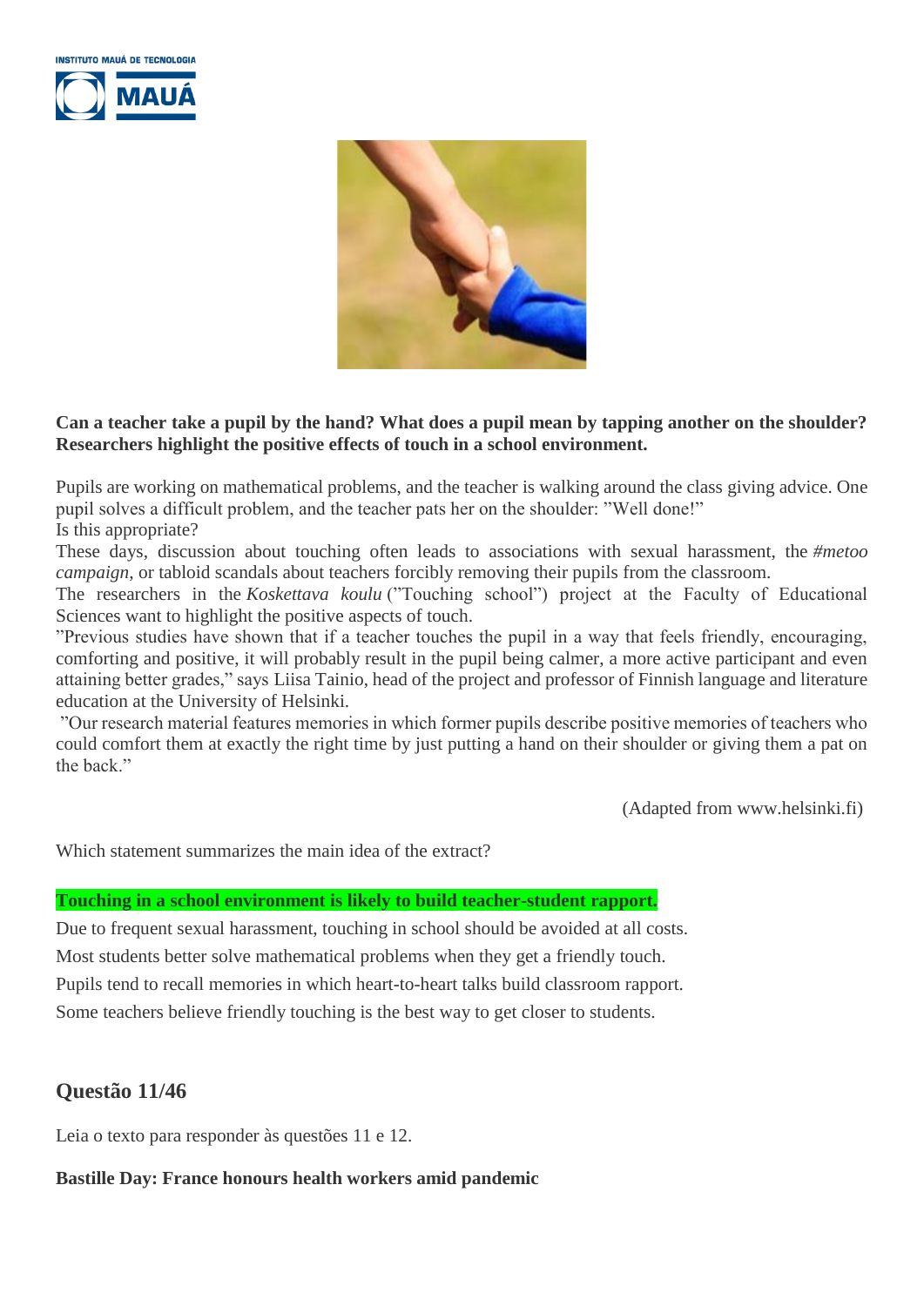**Can a teacher take a pupil by the hand? What does a pupil mean by tapping another on the shoulder? Researchers highlight the positive effects of touch in a school environment.**

Pupils are working on mathematical problems, and the teacher is walking around the class giving advice. One pupil solves a difficult problem, and the teacher pats her on the shoulder: ”Well done!”
Is this appropriate?
These days, discussion about touching often leads to associations with sexual harassment, the *#metoo campaign*, or tabloid scandals about teachers forcibly removing their pupils from the classroom.
The researchers in the *Koskettava koulu* (”Touching school”) project at the Faculty of Educational Sciences want to highlight the positive aspects of touch.
”Previous studies have shown that if a teacher touches the pupil in a way that feels friendly, encouraging, comforting and positive, it will probably result in the pupil being calmer, a more active participant and even attaining better grades,” says Liisa Tainio, head of the project and professor of Finnish language and literature education at the University of Helsinki.
”Our research material features memories in which former pupils describe positive memories of teachers who could comfort them at exactly the right time by just putting a hand on their shoulder or giving them a pat on the back.”

(Adapted from www.helsinki.fi)

Which statement summarizes the main idea of the extract?

**Touching in a school environment is likely to build teacher-student rapport.**

Due to frequent sexual harassment, touching in school should be avoided at all costs.

Most students better solve mathematical problems when they get a friendly touch.

Pupils tend to recall memories in which heart-to-heart talks build classroom rapport.

Some teachers believe friendly touching is the best way to get closer to students.

## Questão 11/46

Leia o texto para responder às questões 11 e 12.

**Bastille Day: France honours health workers amid pandemic**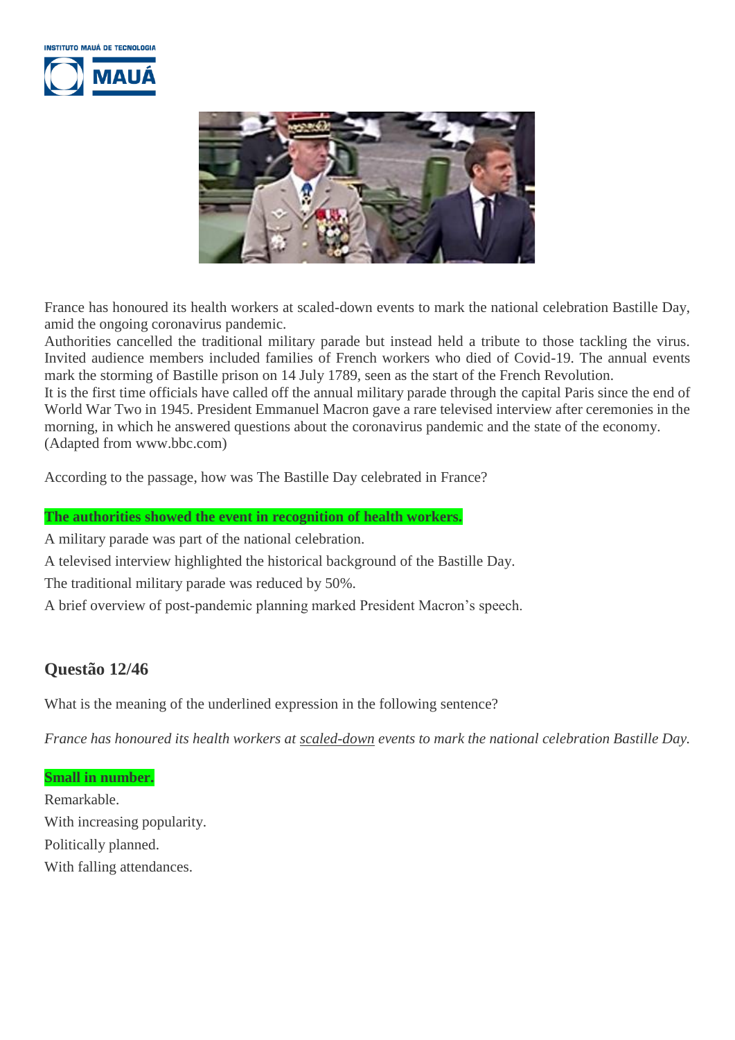France has honoured its health workers at scaled-down events to mark the national celebration Bastille Day, amid the ongoing coronavirus pandemic.
Authorities cancelled the traditional military parade but instead held a tribute to those tackling the virus. Invited audience members included families of French workers who died of Covid-19. The annual events mark the storming of Bastille prison on 14 July 1789, seen as the start of the French Revolution.
It is the first time officials have called off the annual military parade through the capital Paris since the end of World War Two in 1945. President Emmanuel Macron gave a rare televised interview after ceremonies in the morning, in which he answered questions about the coronavirus pandemic and the state of the economy.
(Adapted from www.bbc.com)

According to the passage, how was The Bastille Day celebrated in France?

**The authorities showed the event in recognition of health workers.**

A military parade was part of the national celebration.

A televised interview highlighted the historical background of the Bastille Day.

The traditional military parade was reduced by 50%.

A brief overview of post-pandemic planning marked President Macron's speech.

## Questão 12/46

What is the meaning of the underlined expression in the following sentence?

*France has honoured its health workers at scaled-down events to mark the national celebration Bastille Day.*

**Small in number.**

Remarkable.

With increasing popularity.

Politically planned.

With falling attendances.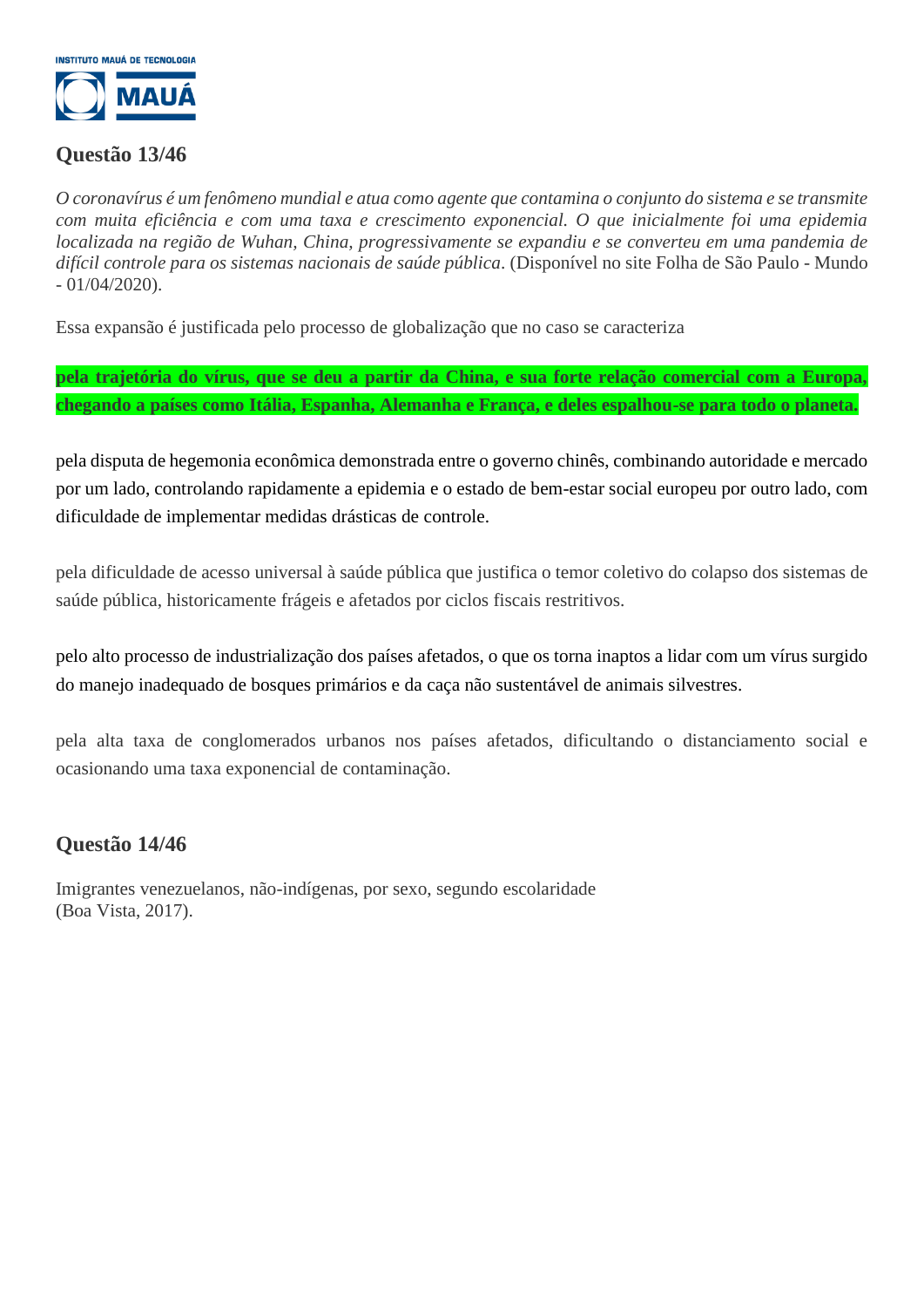## Questão 13/46

*O coronavírus é um fenômeno mundial e atua como agente que contamina o conjunto do sistema e se transmite com muita eficiência e com uma taxa e crescimento exponencial. O que inicialmente foi uma epidemia localizada na região de Wuhan, China, progressivamente se expandiu e se converteu em uma pandemia de difícil controle para os sistemas nacionais de saúde pública*. (Disponível no site Folha de São Paulo - Mundo - 01/04/2020).

Essa expansão é justificada pelo processo de globalização que no caso se caracteriza

**pela trajetória do vírus, que se deu a partir da China, e sua forte relação comercial com a Europa, chegando a países como Itália, Espanha, Alemanha e França, e deles espalhou-se para todo o planeta.**

pela disputa de hegemonia econômica demonstrada entre o governo chinês, combinando autoridade e mercado por um lado, controlando rapidamente a epidemia e o estado de bem-estar social europeu por outro lado, com dificuldade de implementar medidas drásticas de controle.

pela dificuldade de acesso universal à saúde pública que justifica o temor coletivo do colapso dos sistemas de saúde pública, historicamente frágeis e afetados por ciclos fiscais restritivos.

pelo alto processo de industrialização dos países afetados, o que os torna inaptos a lidar com um vírus surgido do manejo inadequado de bosques primários e da caça não sustentável de animais silvestres.

pela alta taxa de conglomerados urbanos nos países afetados, dificultando o distanciamento social e ocasionando uma taxa exponencial de contaminação.

## Questão 14/46

Imigrantes venezuelanos, não-indígenas, por sexo, segundo escolaridade
(Boa Vista, 2017).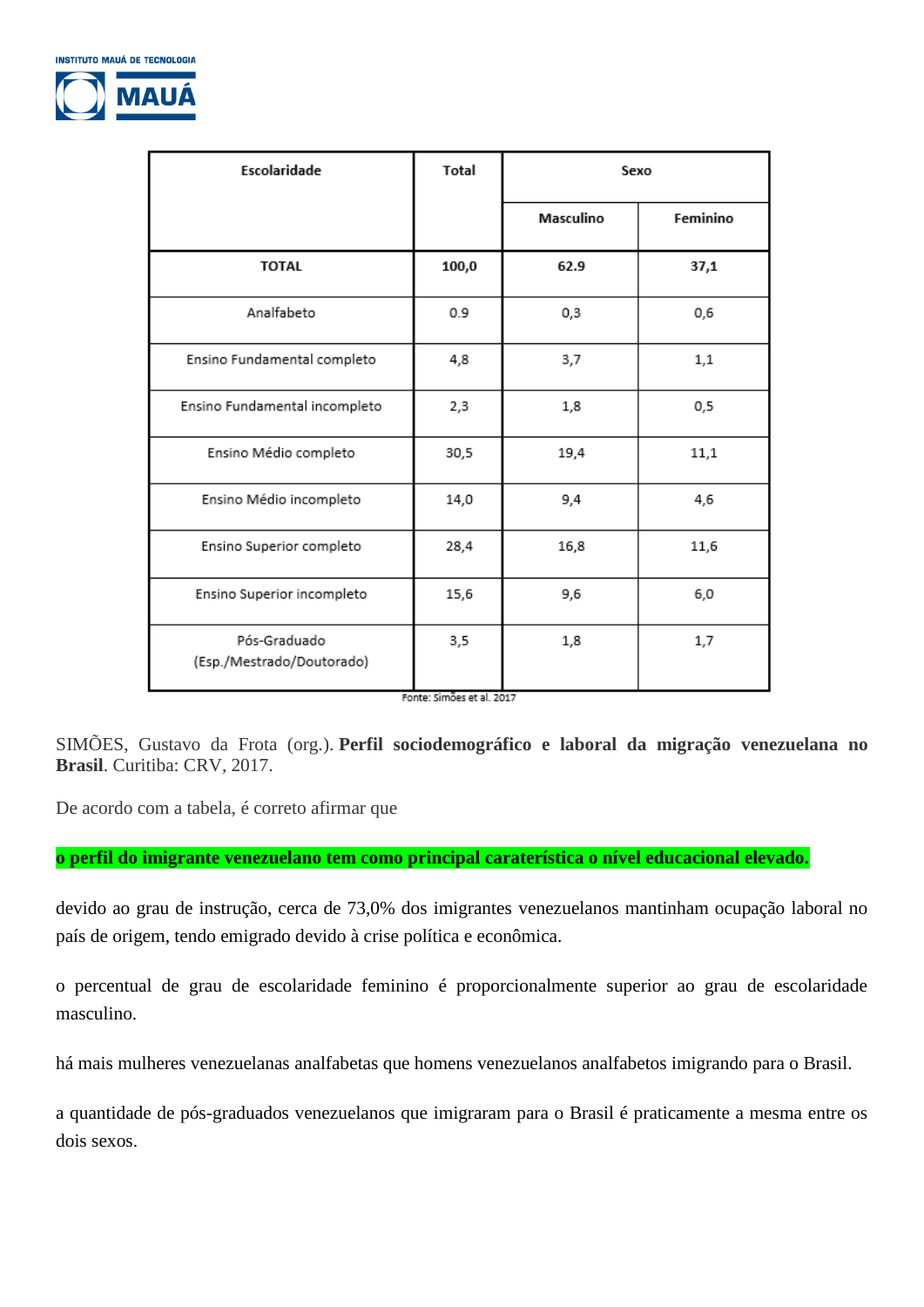| Escolaridade | Total | Sexo | |
|---|---|---|---|
| | | Masculino | Feminino |
| **TOTAL** | **100,0** | **62.9** | **37,1** |
| Analfabeto | 0.9 | 0,3 | 0,6 |
| Ensino Fundamental completo | 4,8 | 3,7 | 1,1 |
| Ensino Fundamental incompleto | 2,3 | 1,8 | 0,5 |
| Ensino Médio completo | 30,5 | 19,4 | 11,1 |
| Ensino Médio incompleto | 14,0 | 9,4 | 4,6 |
| Ensino Superior completo | 28,4 | 16,8 | 11,6 |
| Ensino Superior incompleto | 15,6 | 9,6 | 6,0 |
| Pós-Graduado (Esp./Mestrado/Doutorado) | 3,5 | 1,8 | 1,7 |

Fonte: Simões et al. 2017

SIMÕES, Gustavo da Frota (org.). **Perfil sociodemográfico e laboral da migração venezuelana no Brasil**. Curitiba: CRV, 2017.

De acordo com a tabela, é correto afirmar que

**o perfil do imigrante venezuelano tem como principal caraterística o nível educacional elevado.**

devido ao grau de instrução, cerca de 73,0% dos imigrantes venezuelanos mantinham ocupação laboral no país de origem, tendo emigrado devido à crise política e econômica.

o percentual de grau de escolaridade feminino é proporcionalmente superior ao grau de escolaridade masculino.

há mais mulheres venezuelanas analfabetas que homens venezuelanos analfabetos imigrando para o Brasil.

a quantidade de pós-graduados venezuelanos que imigraram para o Brasil é praticamente a mesma entre os dois sexos.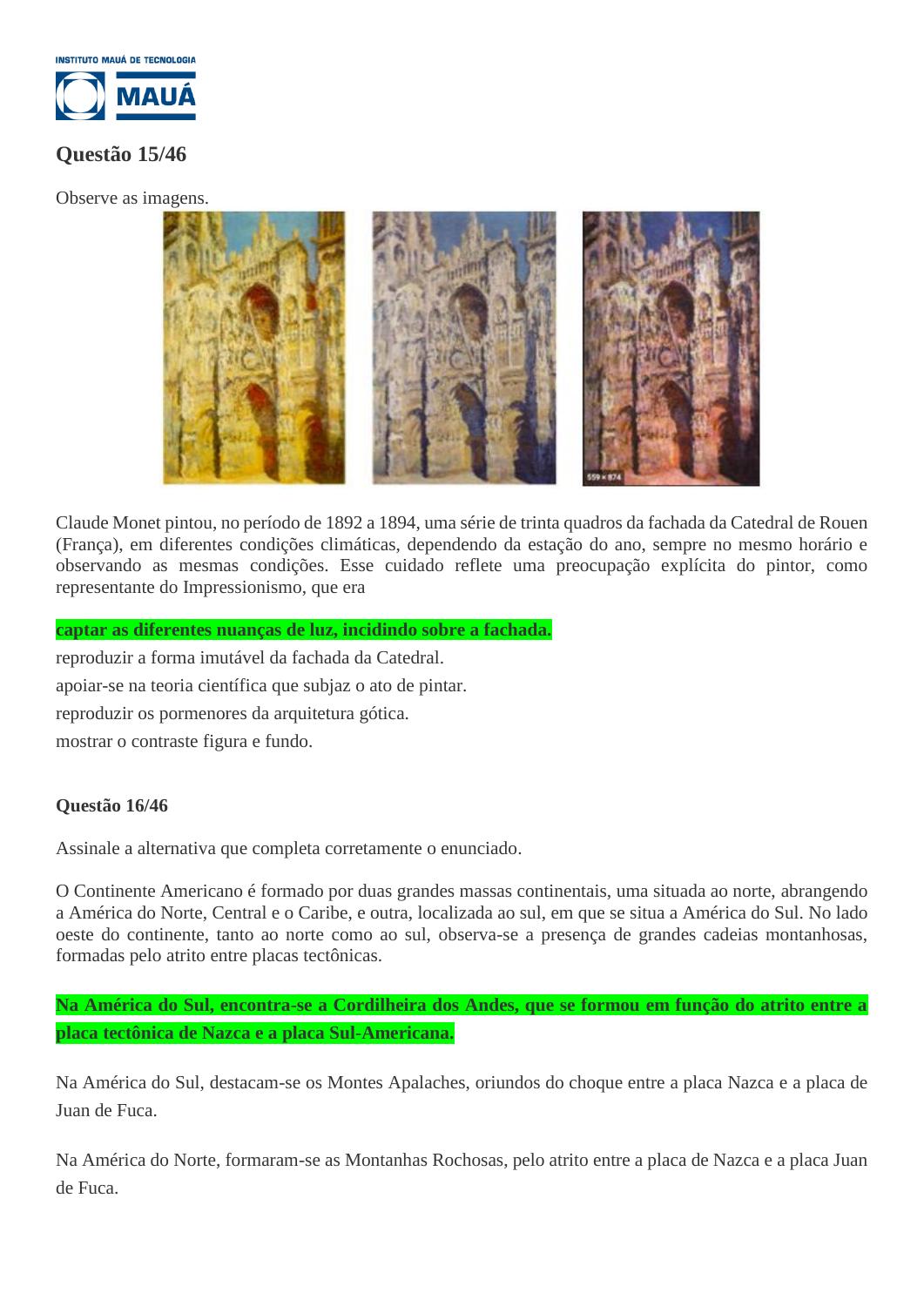## Questão 15/46

Observe as imagens.

Claude Monet pintou, no período de 1892 a 1894, uma série de trinta quadros da fachada da Catedral de Rouen (França), em diferentes condições climáticas, dependendo da estação do ano, sempre no mesmo horário e observando as mesmas condições. Esse cuidado reflete uma preocupação explícita do pintor, como representante do Impressionismo, que era

**captar as diferentes nuanças de luz, incidindo sobre a fachada.**

reproduzir a forma imutável da fachada da Catedral.

apoiar-se na teoria científica que subjaz o ato de pintar.

reproduzir os pormenores da arquitetura gótica.

mostrar o contraste figura e fundo.

## Questão 16/46

Assinale a alternativa que completa corretamente o enunciado.

O Continente Americano é formado por duas grandes massas continentais, uma situada ao norte, abrangendo a América do Norte, Central e o Caribe, e outra, localizada ao sul, em que se situa a América do Sul. No lado oeste do continente, tanto ao norte como ao sul, observa-se a presença de grandes cadeias montanhosas, formadas pelo atrito entre placas tectônicas.

**Na América do Sul, encontra-se a Cordilheira dos Andes, que se formou em função do atrito entre a placa tectônica de Nazca e a placa Sul-Americana.**

Na América do Sul, destacam-se os Montes Apalaches, oriundos do choque entre a placa Nazca e a placa de Juan de Fuca.

Na América do Norte, formaram-se as Montanhas Rochosas, pelo atrito entre a placa de Nazca e a placa Juan de Fuca.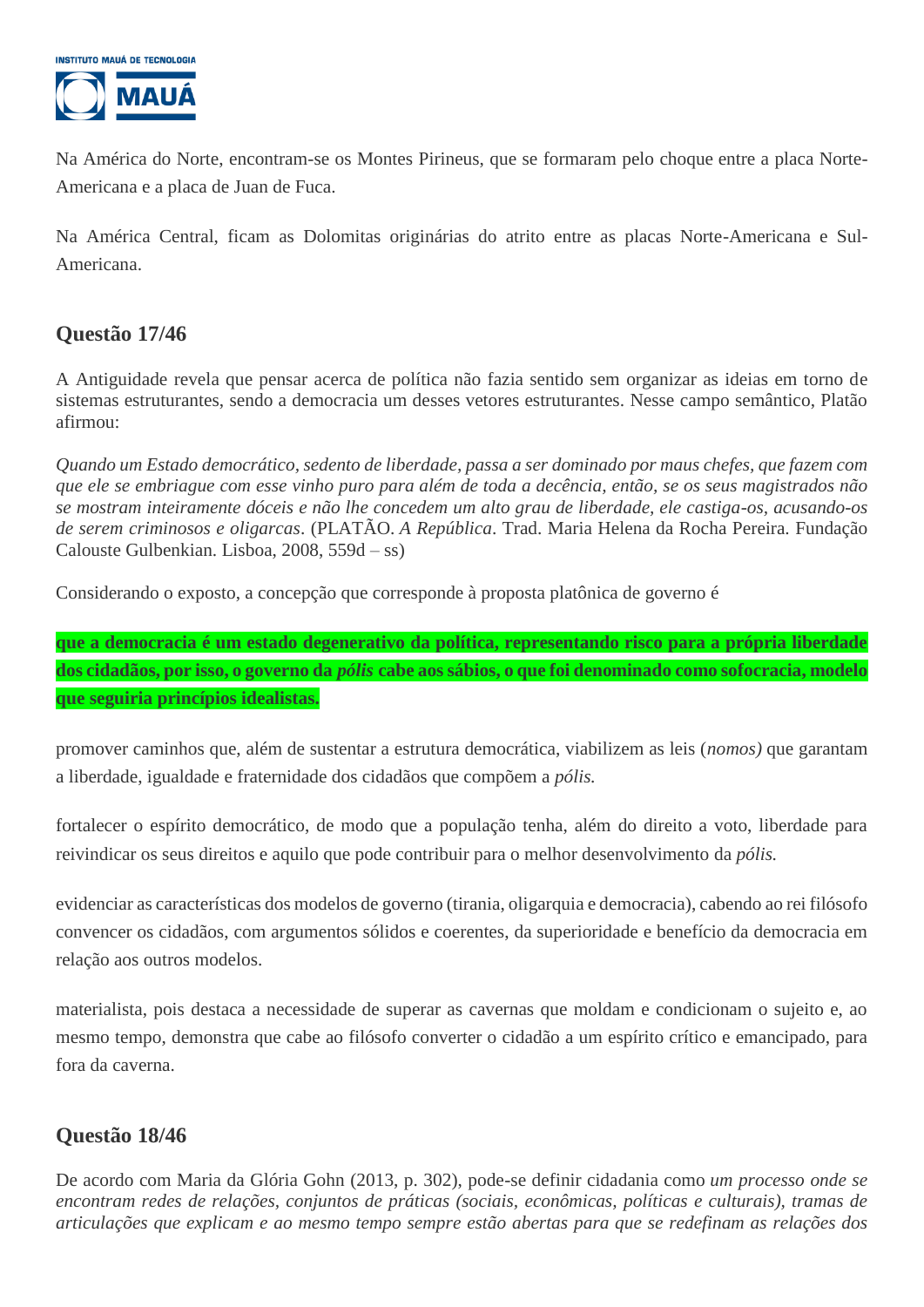Na América do Norte, encontram-se os Montes Pirineus, que se formaram pelo choque entre a placa Norte-Americana e a placa de Juan de Fuca.

Na América Central, ficam as Dolomitas originárias do atrito entre as placas Norte-Americana e Sul-Americana.

## Questão 17/46

A Antiguidade revela que pensar acerca de política não fazia sentido sem organizar as ideias em torno de sistemas estruturantes, sendo a democracia um desses vetores estruturantes. Nesse campo semântico, Platão afirmou:

*Quando um Estado democrático, sedento de liberdade, passa a ser dominado por maus chefes, que fazem com que ele se embriague com esse vinho puro para além de toda a decência, então, se os seus magistrados não se mostram inteiramente dóceis e não lhe concedem um alto grau de liberdade, ele castiga-os, acusando-os de serem criminosos e oligarcas*. (PLATÃO. *A República*. Trad. Maria Helena da Rocha Pereira. Fundação Calouste Gulbenkian. Lisboa, 2008, 559d – ss)

Considerando o exposto, a concepção que corresponde à proposta platônica de governo é

**que a democracia é um estado degenerativo da política, representando risco para a própria liberdade dos cidadãos, por isso, o governo da *pólis* cabe aos sábios, o que foi denominado como sofocracia, modelo que seguiria princípios idealistas.**

promover caminhos que, além de sustentar a estrutura democrática, viabilizem as leis (*nomos)* que garantam a liberdade, igualdade e fraternidade dos cidadãos que compõem a *pólis.*

fortalecer o espírito democrático, de modo que a população tenha, além do direito a voto, liberdade para reivindicar os seus direitos e aquilo que pode contribuir para o melhor desenvolvimento da *pólis.*

evidenciar as características dos modelos de governo (tirania, oligarquia e democracia), cabendo ao rei filósofo convencer os cidadãos, com argumentos sólidos e coerentes, da superioridade e benefício da democracia em relação aos outros modelos.

materialista, pois destaca a necessidade de superar as cavernas que moldam e condicionam o sujeito e, ao mesmo tempo, demonstra que cabe ao filósofo converter o cidadão a um espírito crítico e emancipado, para fora da caverna.

## Questão 18/46

De acordo com Maria da Glória Gohn (2013, p. 302), pode-se definir cidadania como *um processo onde se encontram redes de relações, conjuntos de práticas (sociais, econômicas, políticas e culturais), tramas de articulações que explicam e ao mesmo tempo sempre estão abertas para que se redefinam as relações dos*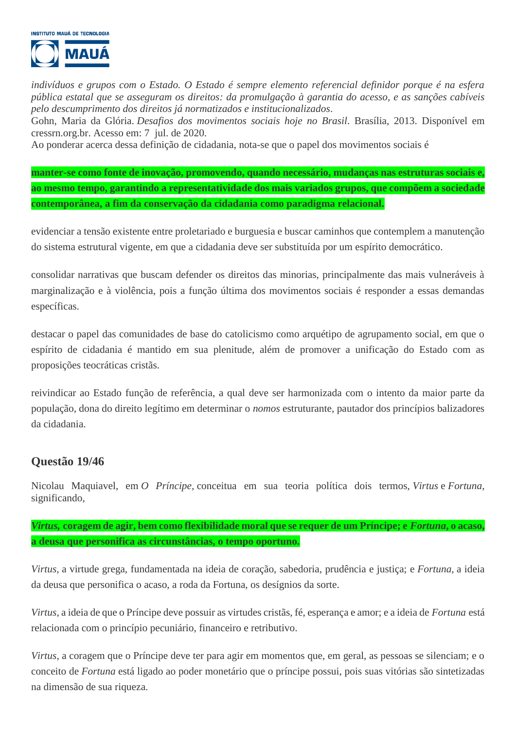*indivíduos e grupos com o Estado. O Estado é sempre elemento referencial definidor porque é na esfera pública estatal que se asseguram os direitos: da promulgação à garantia do acesso, e as sanções cabíveis pelo descumprimento dos direitos já normatizados e institucionalizados*.
Gohn, Maria da Glória. *Desafios dos movimentos sociais hoje no Brasil*. Brasília, 2013. Disponível em cressrn.org.br. Acesso em: 7 jul. de 2020.
Ao ponderar acerca dessa definição de cidadania, nota-se que o papel dos movimentos sociais é

**manter-se como fonte de inovação, promovendo, quando necessário, mudanças nas estruturas sociais e, ao mesmo tempo, garantindo a representatividade dos mais variados grupos, que compõem a sociedade contemporânea, a fim da conservação da cidadania como paradigma relacional.**

evidenciar a tensão existente entre proletariado e burguesia e buscar caminhos que contemplem a manutenção do sistema estrutural vigente, em que a cidadania deve ser substituída por um espírito democrático.

consolidar narrativas que buscam defender os direitos das minorias, principalmente das mais vulneráveis à marginalização e à violência, pois a função última dos movimentos sociais é responder a essas demandas específicas.

destacar o papel das comunidades de base do catolicismo como arquétipo de agrupamento social, em que o espírito de cidadania é mantido em sua plenitude, além de promover a unificação do Estado com as proposições teocráticas cristãs.

reivindicar ao Estado função de referência, a qual deve ser harmonizada com o intento da maior parte da população, dona do direito legítimo em determinar o *nomos* estruturante, pautador dos princípios balizadores da cidadania.

### Questão 19/46

Nicolau Maquiavel, em *O Príncipe*, conceitua em sua teoria política dois termos, *Virtus* e *Fortuna*, significando,

***Virtus*, coragem de agir, bem como flexibilidade moral que se requer de um Príncipe; e *Fortuna*, o acaso, a deusa que personifica as circunstâncias, o tempo oportuno.**

*Virtus*, a virtude grega, fundamentada na ideia de coração, sabedoria, prudência e justiça; e *Fortuna*, a ideia da deusa que personifica o acaso, a roda da Fortuna, os desígnios da sorte.

*Virtus*, a ideia de que o Príncipe deve possuir as virtudes cristãs, fé, esperança e amor; e a ideia de *Fortuna* está relacionada com o princípio pecuniário, financeiro e retributivo.

*Virtus*, a coragem que o Príncipe deve ter para agir em momentos que, em geral, as pessoas se silenciam; e o conceito de *Fortuna* está ligado ao poder monetário que o príncipe possui, pois suas vitórias são sintetizadas na dimensão de sua riqueza.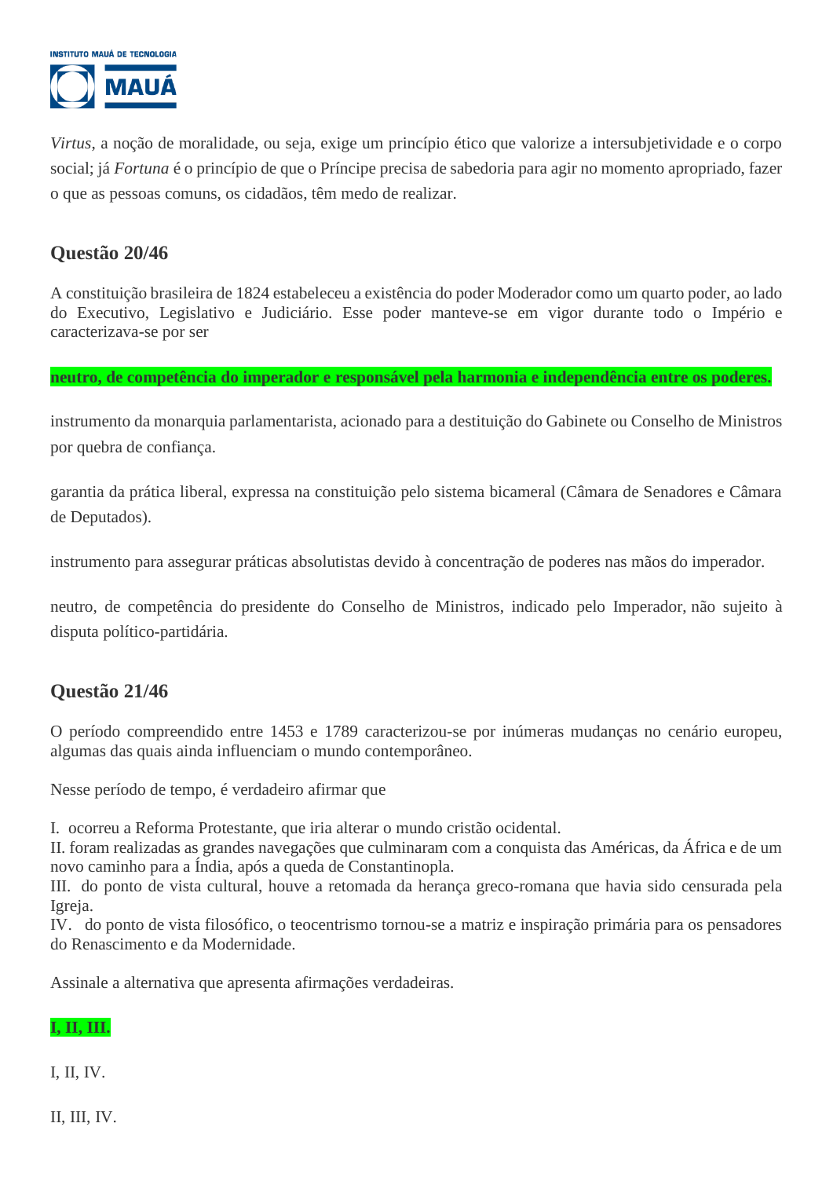*Virtus*, a noção de moralidade, ou seja, exige um princípio ético que valorize a intersubjetividade e o corpo social; já *Fortuna* é o princípio de que o Príncipe precisa de sabedoria para agir no momento apropriado, fazer o que as pessoas comuns, os cidadãos, têm medo de realizar.

## Questão 20/46

A constituição brasileira de 1824 estabeleceu a existência do poder Moderador como um quarto poder, ao lado do Executivo, Legislativo e Judiciário. Esse poder manteve-se em vigor durante todo o Império e caracterizava-se por ser

**neutro, de competência do imperador e responsável pela harmonia e independência entre os poderes.**

instrumento da monarquia parlamentarista, acionado para a destituição do Gabinete ou Conselho de Ministros por quebra de confiança.

garantia da prática liberal, expressa na constituição pelo sistema bicameral (Câmara de Senadores e Câmara de Deputados).

instrumento para assegurar práticas absolutistas devido à concentração de poderes nas mãos do imperador.

neutro, de competência do presidente do Conselho de Ministros, indicado pelo Imperador, não sujeito à disputa político-partidária.

## Questão 21/46

O período compreendido entre 1453 e 1789 caracterizou-se por inúmeras mudanças no cenário europeu, algumas das quais ainda influenciam o mundo contemporâneo.

Nesse período de tempo, é verdadeiro afirmar que

I. ocorreu a Reforma Protestante, que iria alterar o mundo cristão ocidental.
II. foram realizadas as grandes navegações que culminaram com a conquista das Américas, da África e de um novo caminho para a Índia, após a queda de Constantinopla.
III. do ponto de vista cultural, houve a retomada da herança greco-romana que havia sido censurada pela Igreja.
IV. do ponto de vista filosófico, o teocentrismo tornou-se a matriz e inspiração primária para os pensadores do Renascimento e da Modernidade.

Assinale a alternativa que apresenta afirmações verdadeiras.

**I, II, III.**

I, II, IV.

II, III, IV.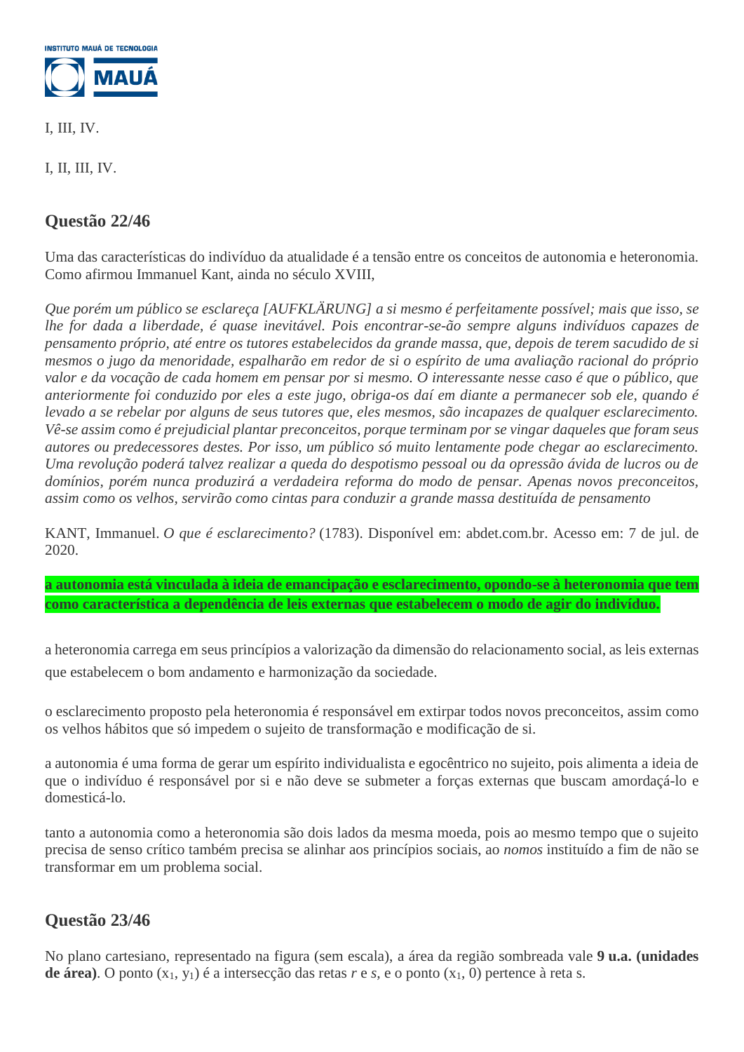I, III, IV.

I, II, III, IV.

## Questão 22/46

Uma das características do indivíduo da atualidade é a tensão entre os conceitos de autonomia e heteronomia. Como afirmou Immanuel Kant, ainda no século XVIII,

*Que porém um público se esclareça [AUFKLÄRUNG] a si mesmo é perfeitamente possível; mais que isso, se lhe for dada a liberdade, é quase inevitável. Pois encontrar-se-ão sempre alguns indivíduos capazes de pensamento próprio, até entre os tutores estabelecidos da grande massa, que, depois de terem sacudido de si mesmos o jugo da menoridade, espalharão em redor de si o espírito de uma avaliação racional do próprio valor e da vocação de cada homem em pensar por si mesmo. O interessante nesse caso é que o público, que anteriormente foi conduzido por eles a este jugo, obriga-os daí em diante a permanecer sob ele, quando é levado a se rebelar por alguns de seus tutores que, eles mesmos, são incapazes de qualquer esclarecimento. Vê-se assim como é prejudicial plantar preconceitos, porque terminam por se vingar daqueles que foram seus autores ou predecessores destes. Por isso, um público só muito lentamente pode chegar ao esclarecimento. Uma revolução poderá talvez realizar a queda do despotismo pessoal ou da opressão ávida de lucros ou de domínios, porém nunca produzirá a verdadeira reforma do modo de pensar. Apenas novos preconceitos, assim como os velhos, servirão como cintas para conduzir a grande massa destituída de pensamento*

KANT, Immanuel. *O que é esclarecimento?* (1783). Disponível em: abdet.com.br. Acesso em: 7 de jul. de 2020.

**a autonomia está vinculada à ideia de emancipação e esclarecimento, opondo-se à heteronomia que tem como característica a dependência de leis externas que estabelecem o modo de agir do indivíduo.**

a heteronomia carrega em seus princípios a valorização da dimensão do relacionamento social, as leis externas que estabelecem o bom andamento e harmonização da sociedade.

o esclarecimento proposto pela heteronomia é responsável em extirpar todos novos preconceitos, assim como os velhos hábitos que só impedem o sujeito de transformação e modificação de si.

a autonomia é uma forma de gerar um espírito individualista e egocêntrico no sujeito, pois alimenta a ideia de que o indivíduo é responsável por si e não deve se submeter a forças externas que buscam amordaçá-lo e domesticá-lo.

tanto a autonomia como a heteronomia são dois lados da mesma moeda, pois ao mesmo tempo que o sujeito precisa de senso crítico também precisa se alinhar aos princípios sociais, ao *nomos* instituído a fim de não se transformar em um problema social.

## Questão 23/46

No plano cartesiano, representado na figura (sem escala), a área da região sombreada vale **9 u.a. (unidades de área)**. O ponto $(x_1, y_1)$ é a intersecção das retas *r* e *s*, e o ponto $(x_1, 0)$ pertence à reta s.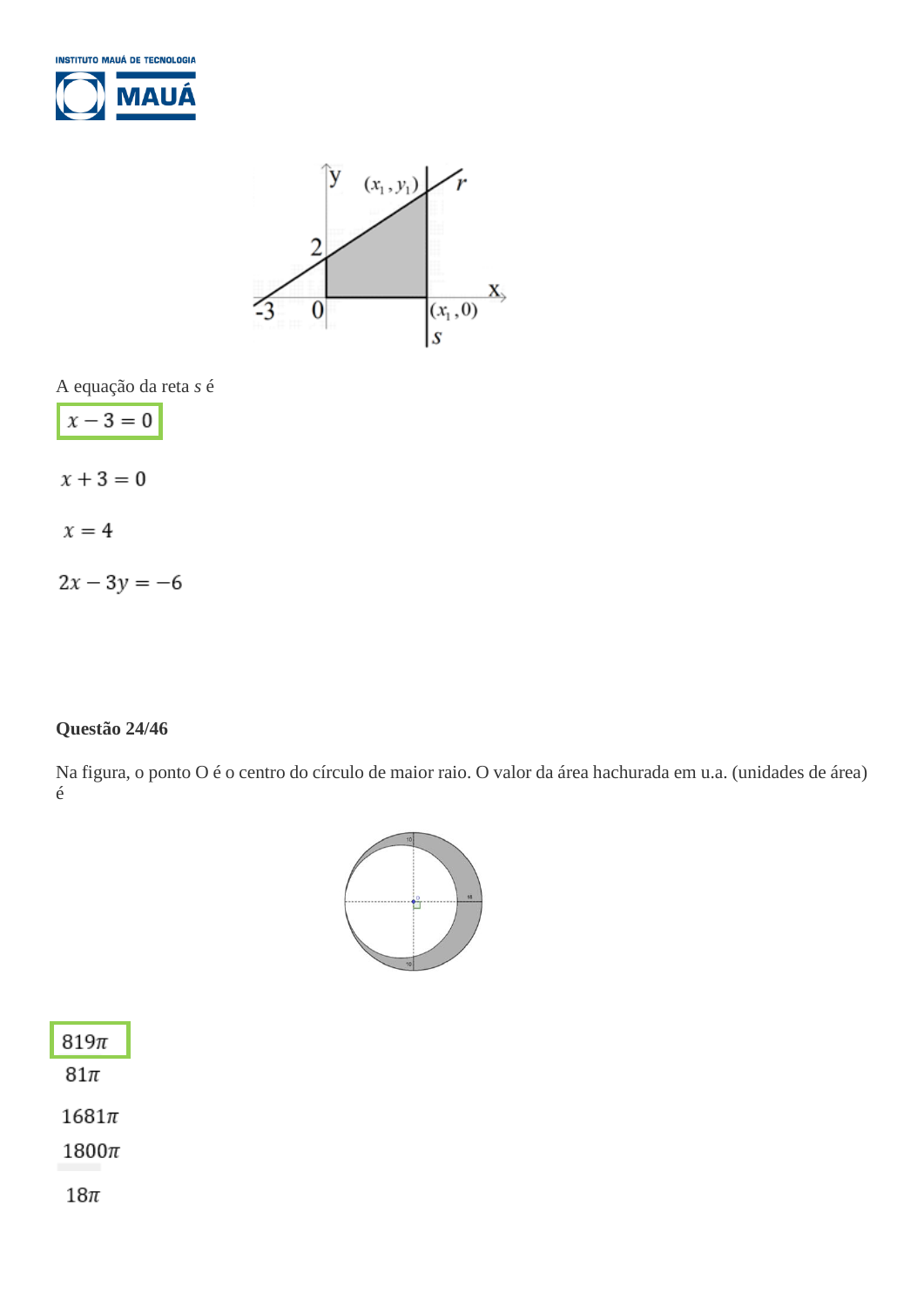A equação da reta *s* é

$x - 3 = 0$

$x + 3 = 0$

$x = 4$

$2x - 3y = -6$

**Questão 24/46**

Na figura, o ponto O é o centro do círculo de maior raio. O valor da área hachurada em u.a. (unidades de área) é

$819\pi$

$81\pi$

$1681\pi$

$1800\pi$

$18\pi$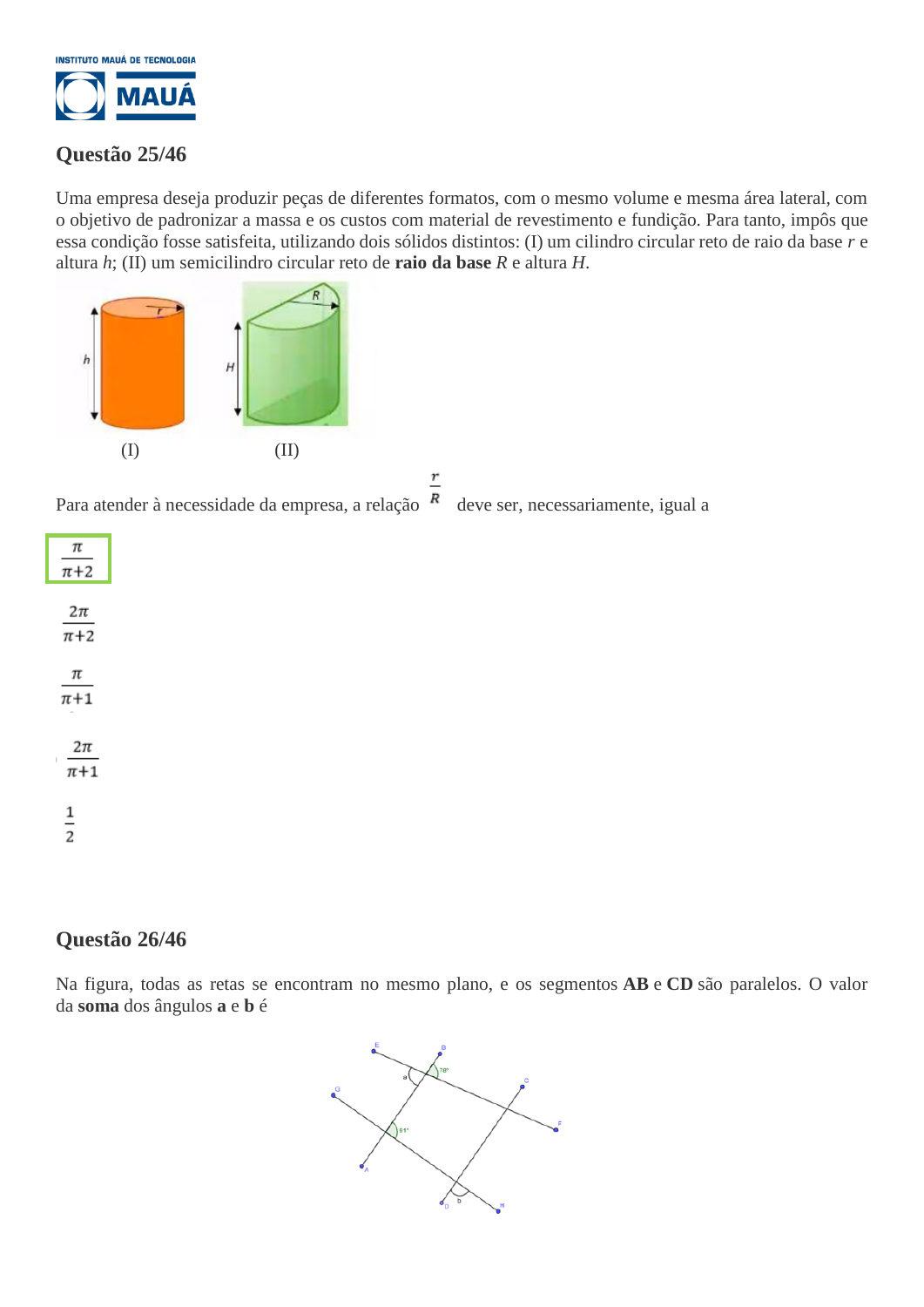## Questão 25/46

Uma empresa deseja produzir peças de diferentes formatos, com o mesmo volume e mesma área lateral, com o objetivo de padronizar a massa e os custos com material de revestimento e fundição. Para tanto, impôs que essa condição fosse satisfeita, utilizando dois sólidos distintos: (I) um cilindro circular reto de raio da base $r$ e altura $h$; (II) um semicilindro circular reto de **raio da base** $R$ e altura $H$.

(I) (II)

Para atender à necessidade da empresa, a relação $\frac{r}{R}$ deve ser, necessariamente, igual a

$\frac{\pi}{\pi+2}$

$\frac{2\pi}{\pi+2}$

$\frac{\pi}{\pi+1}$

$\frac{2\pi}{\pi+1}$

$\frac{1}{2}$

## Questão 26/46

Na figura, todas as retas se encontram no mesmo plano, e os segmentos **AB** e **CD** são paralelos. O valor da **soma** dos ângulos **a** e **b** é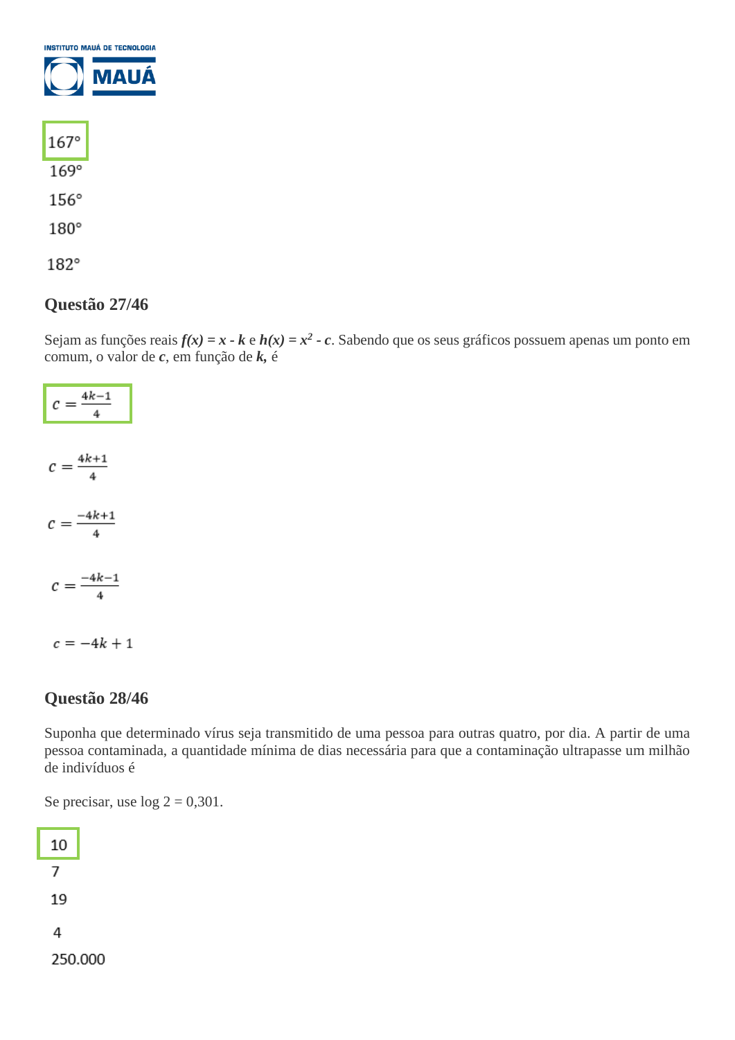167°

169°

156°

180°

182°

### Questão 27/46

Sejam as funções reais ***f(x) = x - k*** e ***h(x) = x² - c***. Sabendo que os seus gráficos possuem apenas um ponto em comum, o valor de ***c***, em função de ***k,*** é

$c = \frac{4k-1}{4}$

$c = \frac{4k+1}{4}$

$c = \frac{-4k+1}{4}$

$c = \frac{-4k-1}{4}$

$c = -4k + 1$

### Questão 28/46

Suponha que determinado vírus seja transmitido de uma pessoa para outras quatro, por dia. A partir de uma pessoa contaminada, a quantidade mínima de dias necessária para que a contaminação ultrapasse um milhão de indivíduos é

Se precisar, use log 2 = 0,301.

10

7

19

4

250.000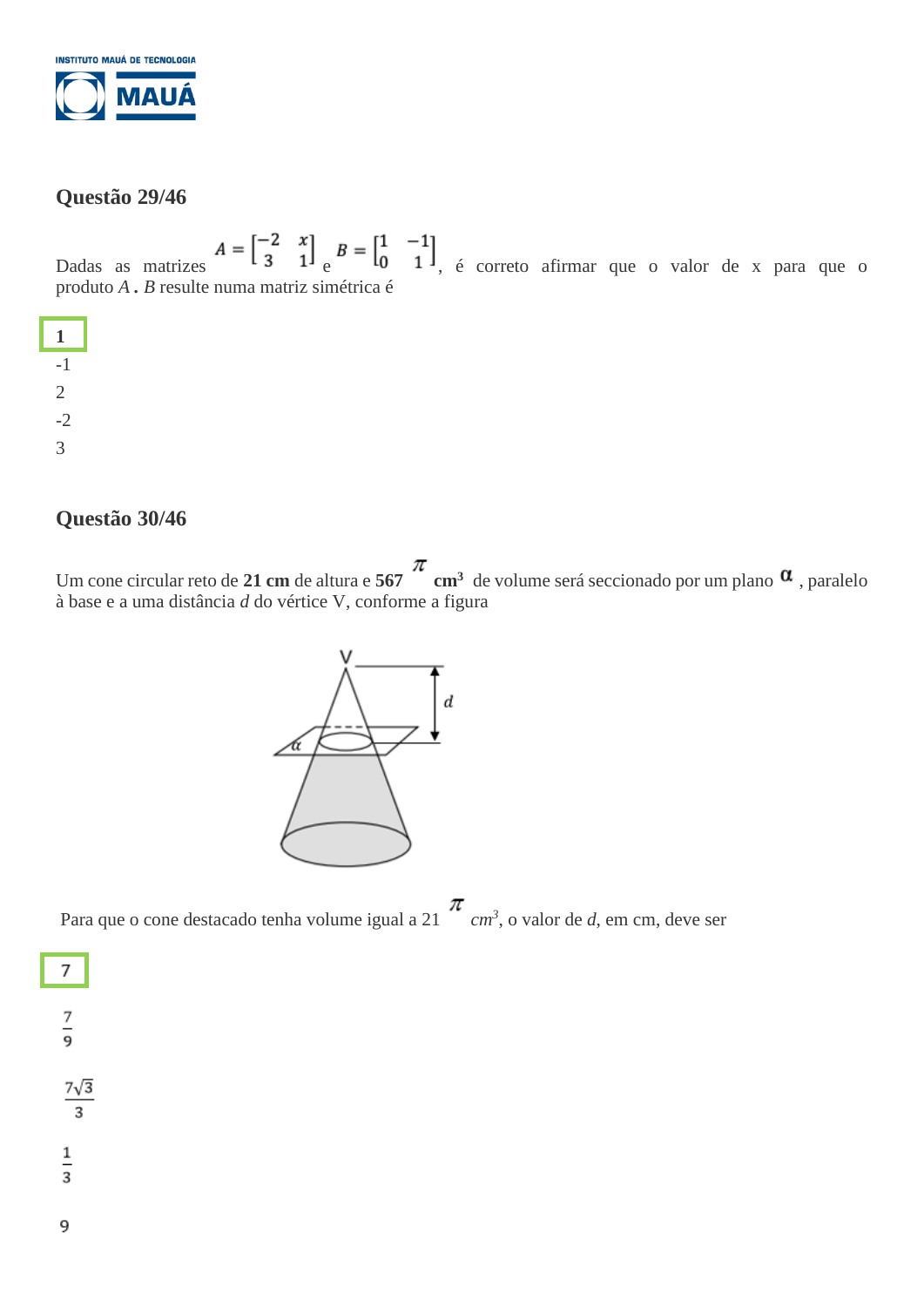## Questão 29/46

Dadas as matrizes $A = \begin{bmatrix} -2 & x \\ 3 & 1 \end{bmatrix}$ e $B = \begin{bmatrix} 1 & -1 \\ 0 & 1 \end{bmatrix}$, é correto afirmar que o valor de x para que o produto $A . B$ resulte numa matriz simétrica é

**1**

-1

2

-2

3

## Questão 30/46

Um cone circular reto de **21 cm** de altura e **567** $\pi$ **cm³** de volume será seccionado por um plano $\alpha$ , paralelo à base e a uma distância *d* do vértice V, conforme a figura

Para que o cone destacado tenha volume igual a 21 $\pi$ $cm^3$, o valor de *d*, em cm, deve ser

**7**

$\frac{7}{9}$

$\frac{7\sqrt{3}}{3}$

$\frac{1}{3}$

9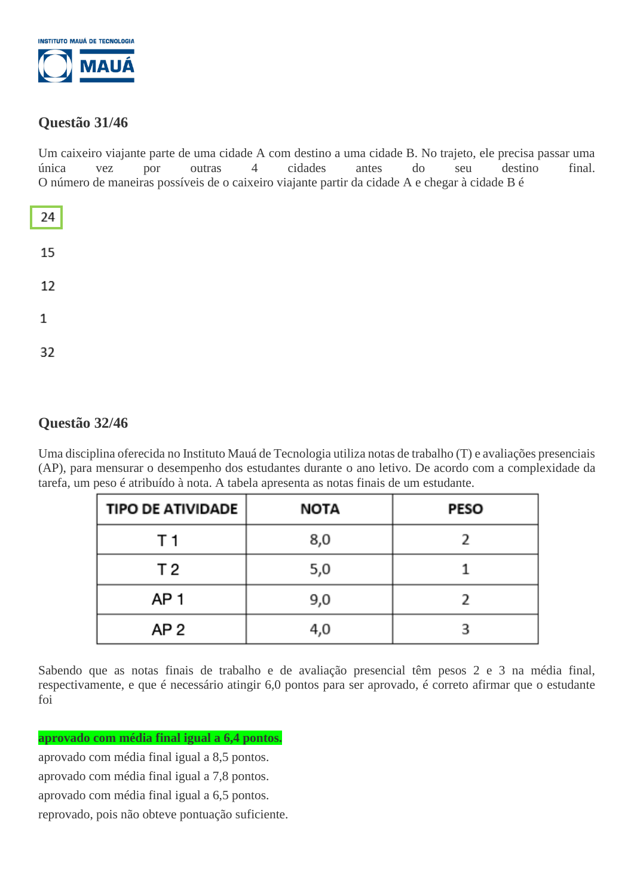## Questão 31/46

Um caixeiro viajante parte de uma cidade A com destino a uma cidade B. No trajeto, ele precisa passar uma única vez por outras 4 cidades antes do seu destino final.
O número de maneiras possíveis de o caixeiro viajante partir da cidade A e chegar à cidade B é

24

15

12

1

32

## Questão 32/46

Uma disciplina oferecida no Instituto Mauá de Tecnologia utiliza notas de trabalho (T) e avaliações presenciais (AP), para mensurar o desempenho dos estudantes durante o ano letivo. De acordo com a complexidade da tarefa, um peso é atribuído à nota. A tabela apresenta as notas finais de um estudante.

| TIPO DE ATIVIDADE | NOTA | PESO |
|---|---|---|
| T 1 | 8,0 | 2 |
| T 2 | 5,0 | 1 |
| AP 1 | 9,0 | 2 |
| AP 2 | 4,0 | 3 |

Sabendo que as notas finais de trabalho e de avaliação presencial têm pesos 2 e 3 na média final, respectivamente, e que é necessário atingir 6,0 pontos para ser aprovado, é correto afirmar que o estudante foi

**aprovado com média final igual a 6,4 pontos.**

aprovado com média final igual a 8,5 pontos.

aprovado com média final igual a 7,8 pontos.

aprovado com média final igual a 6,5 pontos.

reprovado, pois não obteve pontuação suficiente.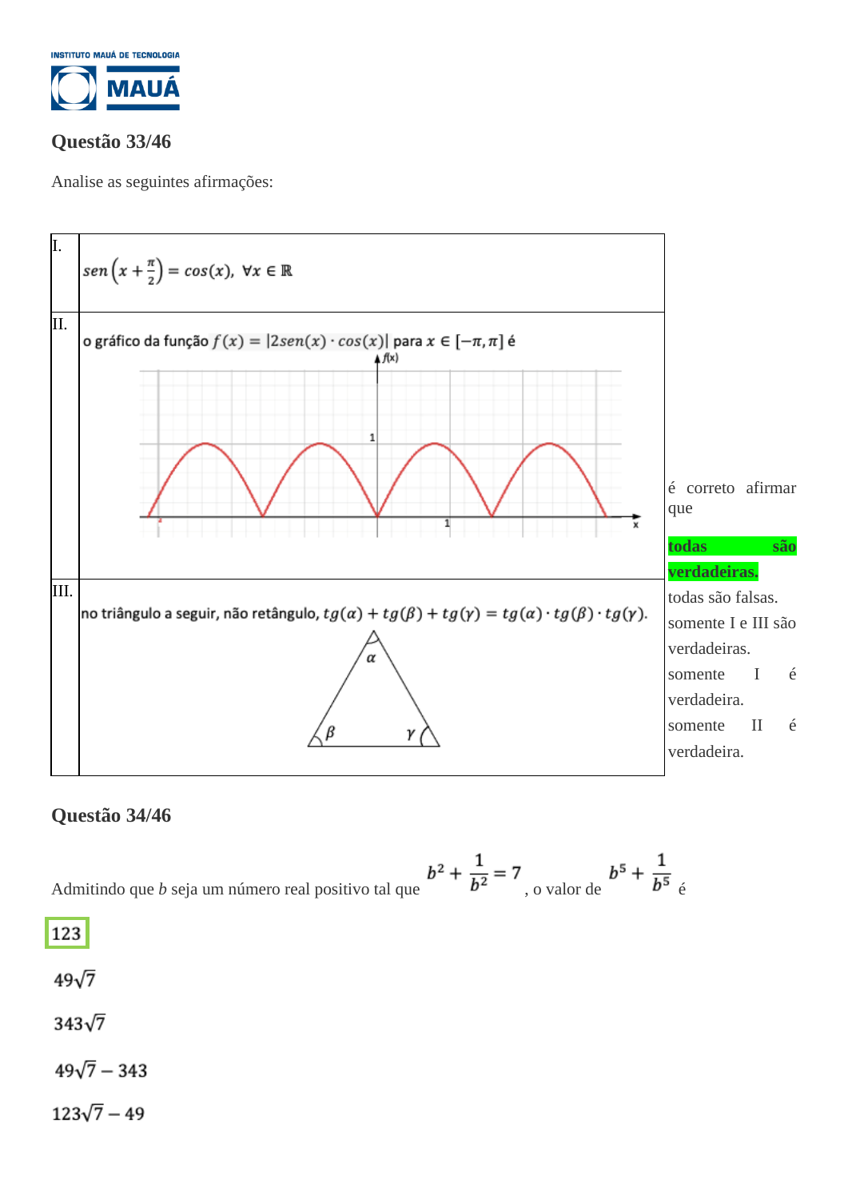## Questão 33/46

Analise as seguintes afirmações:

| | |
|---|---|
| I. | $sen\left(x+\frac{\pi}{2}\right)=cos(x),\ \forall x\in\mathbb{R}$ |
| II. | o gráfico da função $f(x)=\|2sen(x)\cdot cos(x)\|$ para $x\in[-\pi,\pi]$ é |
| III. | no triângulo a seguir, não retângulo, $tg(\alpha)+tg(\beta)+tg(\gamma)=tg(\alpha)\cdot tg(\beta)\cdot tg(\gamma)$. |

é correto afirmar que

- **todas são verdadeiras.**
- todas são falsas.
- somente I e III são verdadeiras.
- somente I é verdadeira.
- somente II é verdadeira.

## Questão 34/46

Admitindo que $b$ seja um número real positivo tal que $b^2+\frac{1}{b^2}=7$, o valor de $b^5+\frac{1}{b^5}$ é

- **123**
- $49\sqrt{7}$
- $343\sqrt{7}$
- $49\sqrt{7}-343$
- $123\sqrt{7}-49$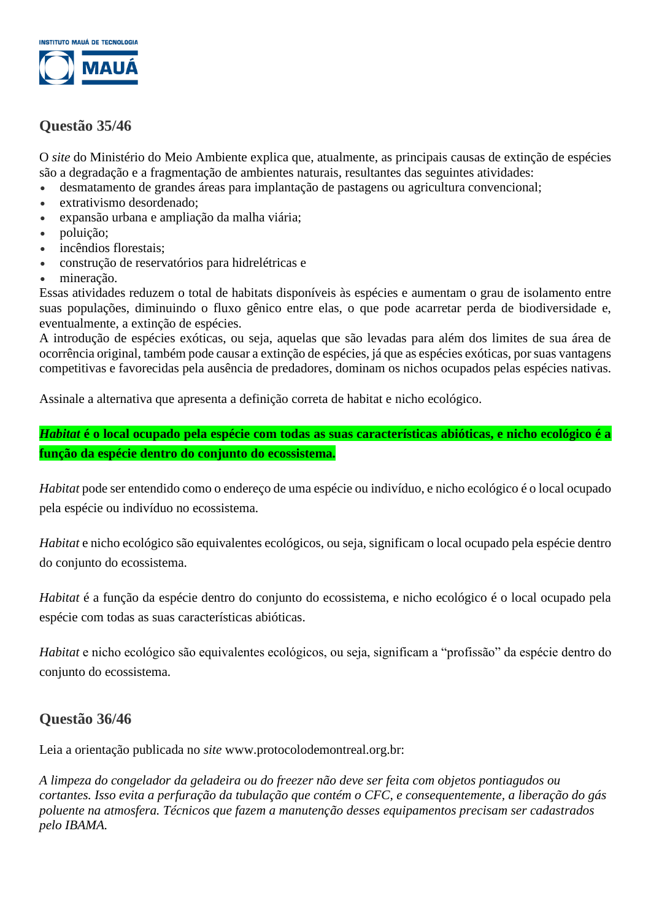## Questão 35/46

O *site* do Ministério do Meio Ambiente explica que, atualmente, as principais causas de extinção de espécies são a degradação e a fragmentação de ambientes naturais, resultantes das seguintes atividades:

- desmatamento de grandes áreas para implantação de pastagens ou agricultura convencional;
- extrativismo desordenado;
- expansão urbana e ampliação da malha viária;
- poluição;
- incêndios florestais;
- construção de reservatórios para hidrelétricas e
- mineração.

Essas atividades reduzem o total de habitats disponíveis às espécies e aumentam o grau de isolamento entre suas populações, diminuindo o fluxo gênico entre elas, o que pode acarretar perda de biodiversidade e, eventualmente, a extinção de espécies.
A introdução de espécies exóticas, ou seja, aquelas que são levadas para além dos limites de sua área de ocorrência original, também pode causar a extinção de espécies, já que as espécies exóticas, por suas vantagens competitivas e favorecidas pela ausência de predadores, dominam os nichos ocupados pelas espécies nativas.

Assinale a alternativa que apresenta a definição correta de habitat e nicho ecológico.

***Habitat* é o local ocupado pela espécie com todas as suas características abióticas, e nicho ecológico é a função da espécie dentro do conjunto do ecossistema.**

*Habitat* pode ser entendido como o endereço de uma espécie ou indivíduo, e nicho ecológico é o local ocupado pela espécie ou indivíduo no ecossistema.

*Habitat* e nicho ecológico são equivalentes ecológicos, ou seja, significam o local ocupado pela espécie dentro do conjunto do ecossistema.

*Habitat* é a função da espécie dentro do conjunto do ecossistema, e nicho ecológico é o local ocupado pela espécie com todas as suas características abióticas.

*Habitat* e nicho ecológico são equivalentes ecológicos, ou seja, significam a "profissão" da espécie dentro do conjunto do ecossistema.

## Questão 36/46

Leia a orientação publicada no *site* www.protocolodemontreal.org.br:

*A limpeza do congelador da geladeira ou do freezer não deve ser feita com objetos pontiagudos ou cortantes. Isso evita a perfuração da tubulação que contém o CFC, e consequentemente, a liberação do gás poluente na atmosfera. Técnicos que fazem a manutenção desses equipamentos precisam ser cadastrados pelo IBAMA.*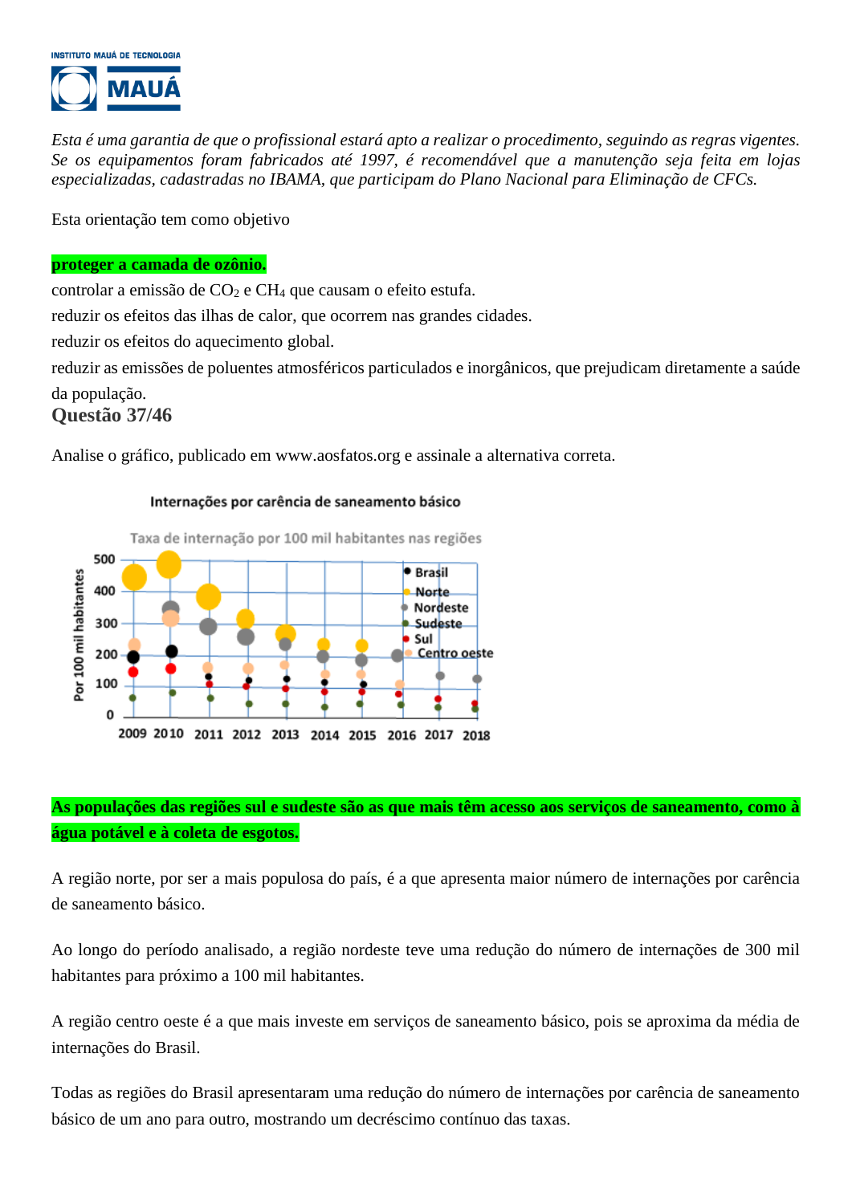*Esta é uma garantia de que o profissional estará apto a realizar o procedimento, seguindo as regras vigentes. Se os equipamentos foram fabricados até 1997, é recomendável que a manutenção seja feita em lojas especializadas, cadastradas no IBAMA, que participam do Plano Nacional para Eliminação de CFCs.*

Esta orientação tem como objetivo

**proteger a camada de ozônio.**

controlar a emissão de $CO_2$ e $CH_4$ que causam o efeito estufa.

reduzir os efeitos das ilhas de calor, que ocorrem nas grandes cidades.

reduzir os efeitos do aquecimento global.

reduzir as emissões de poluentes atmosféricos particulados e inorgânicos, que prejudicam diretamente a saúde da população.

## Questão 37/46

Analise o gráfico, publicado em www.aosfatos.org e assinale a alternativa correta.

**Internações por carência de saneamento básico**

Taxa de internação por 100 mil habitantes nas regiões

Por 100 mil habitantes: 0, 100, 200, 300, 400, 500

2009 2010 2011 2012 2013 2014 2015 2016 2017 2018

Legenda: Brasil, Norte, Nordeste, Sudeste, Sul, Centro oeste

**As populações das regiões sul e sudeste são as que mais têm acesso aos serviços de saneamento, como à água potável e à coleta de esgotos.**

A região norte, por ser a mais populosa do país, é a que apresenta maior número de internações por carência de saneamento básico.

Ao longo do período analisado, a região nordeste teve uma redução do número de internações de 300 mil habitantes para próximo a 100 mil habitantes.

A região centro oeste é a que mais investe em serviços de saneamento básico, pois se aproxima da média de internações do Brasil.

Todas as regiões do Brasil apresentaram uma redução do número de internações por carência de saneamento básico de um ano para outro, mostrando um decréscimo contínuo das taxas.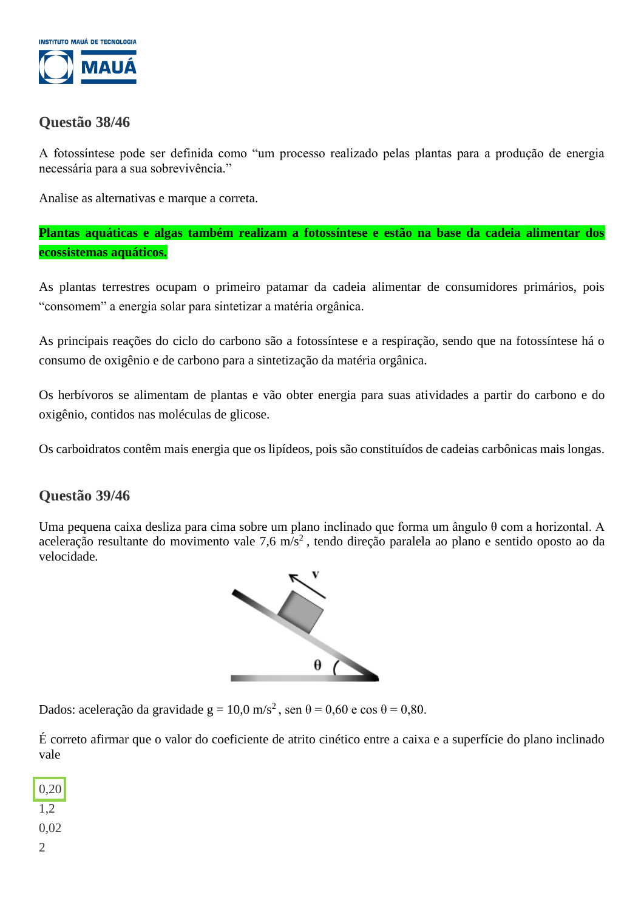## Questão 38/46

A fotossíntese pode ser definida como "um processo realizado pelas plantas para a produção de energia necessária para a sua sobrevivência."

Analise as alternativas e marque a correta.

**Plantas aquáticas e algas também realizam a fotossíntese e estão na base da cadeia alimentar dos ecossistemas aquáticos.**

As plantas terrestres ocupam o primeiro patamar da cadeia alimentar de consumidores primários, pois "consomem" a energia solar para sintetizar a matéria orgânica.

As principais reações do ciclo do carbono são a fotossíntese e a respiração, sendo que na fotossíntese há o consumo de oxigênio e de carbono para a sintetização da matéria orgânica.

Os herbívoros se alimentam de plantas e vão obter energia para suas atividades a partir do carbono e do oxigênio, contidos nas moléculas de glicose.

Os carboidratos contêm mais energia que os lipídeos, pois são constituídos de cadeias carbônicas mais longas.

## Questão 39/46

Uma pequena caixa desliza para cima sobre um plano inclinado que forma um ângulo $\theta$ com a horizontal. A aceleração resultante do movimento vale 7,6 $m/s^2$, tendo direção paralela ao plano e sentido oposto ao da velocidade.

Dados: aceleração da gravidade $g = 10{,}0\ m/s^2$, $\text{sen}\ \theta = 0{,}60$ e $\cos\theta = 0{,}80$.

É correto afirmar que o valor do coeficiente de atrito cinético entre a caixa e a superfície do plano inclinado vale

0,20

1,2

0,02

2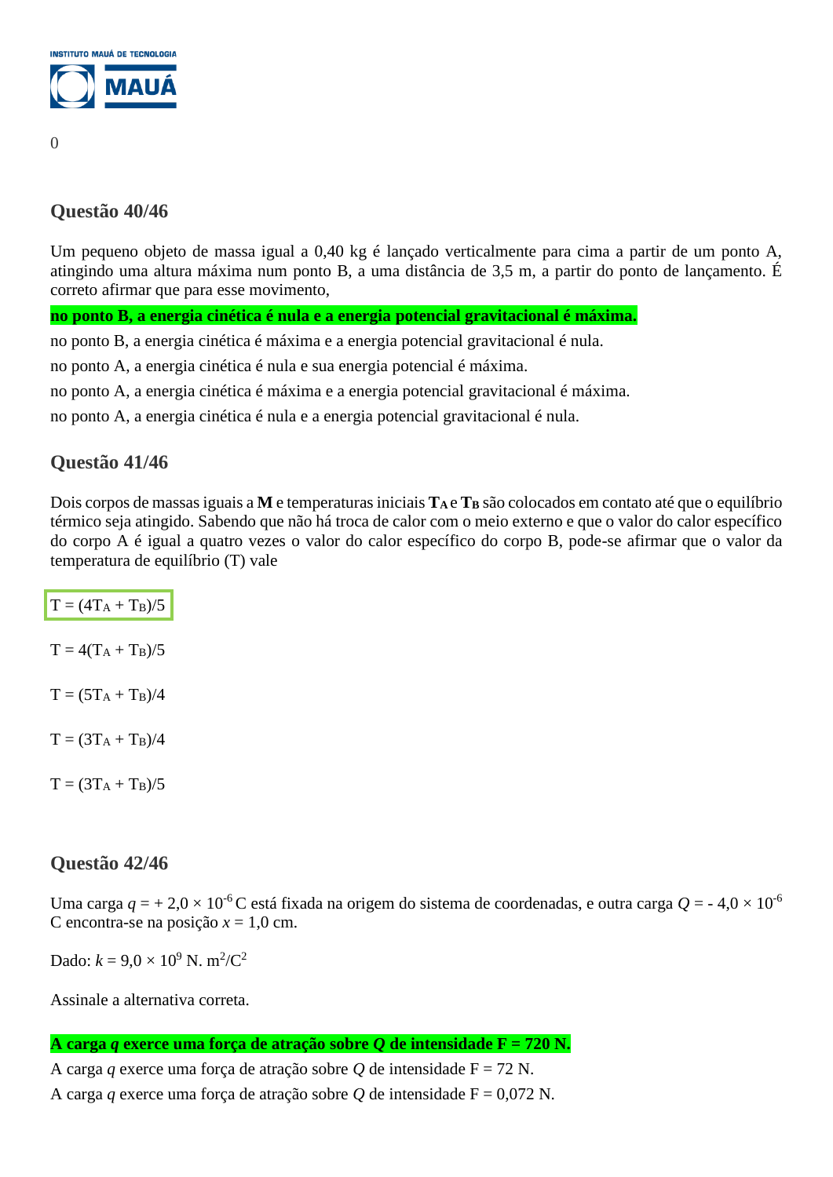0

## Questão 40/46

Um pequeno objeto de massa igual a 0,40 kg é lançado verticalmente para cima a partir de um ponto A, atingindo uma altura máxima num ponto B, a uma distância de 3,5 m, a partir do ponto de lançamento. É correto afirmar que para esse movimento,

**no ponto B, a energia cinética é nula e a energia potencial gravitacional é máxima.**

no ponto B, a energia cinética é máxima e a energia potencial gravitacional é nula.

no ponto A, a energia cinética é nula e sua energia potencial é máxima.

no ponto A, a energia cinética é máxima e a energia potencial gravitacional é máxima.

no ponto A, a energia cinética é nula e a energia potencial gravitacional é nula.

## Questão 41/46

Dois corpos de massas iguais a **M** e temperaturas iniciais $T_A$ e $T_B$ são colocados em contato até que o equilíbrio térmico seja atingido. Sabendo que não há troca de calor com o meio externo e que o valor do calor específico do corpo A é igual a quatro vezes o valor do calor específico do corpo B, pode-se afirmar que o valor da temperatura de equilíbrio (T) vale

$T = (4T_A + T_B)/5$

$T = 4(T_A + T_B)/5$

$T = (5T_A + T_B)/4$

$T = (3T_A + T_B)/4$

$T = (3T_A + T_B)/5$

## Questão 42/46

Uma carga $q = +2,0 \times 10^{-6}$ C está fixada na origem do sistema de coordenadas, e outra carga $Q = -4,0 \times 10^{-6}$ C encontra-se na posição $x = 1,0$ cm.

Dado: $k = 9,0 \times 10^{9}$ N. $m^2/C^2$

Assinale a alternativa correta.

**A carga $q$ exerce uma força de atração sobre $Q$ de intensidade F = 720 N.**

A carga $q$ exerce uma força de atração sobre $Q$ de intensidade F = 72 N.

A carga $q$ exerce uma força de atração sobre $Q$ de intensidade F = 0,072 N.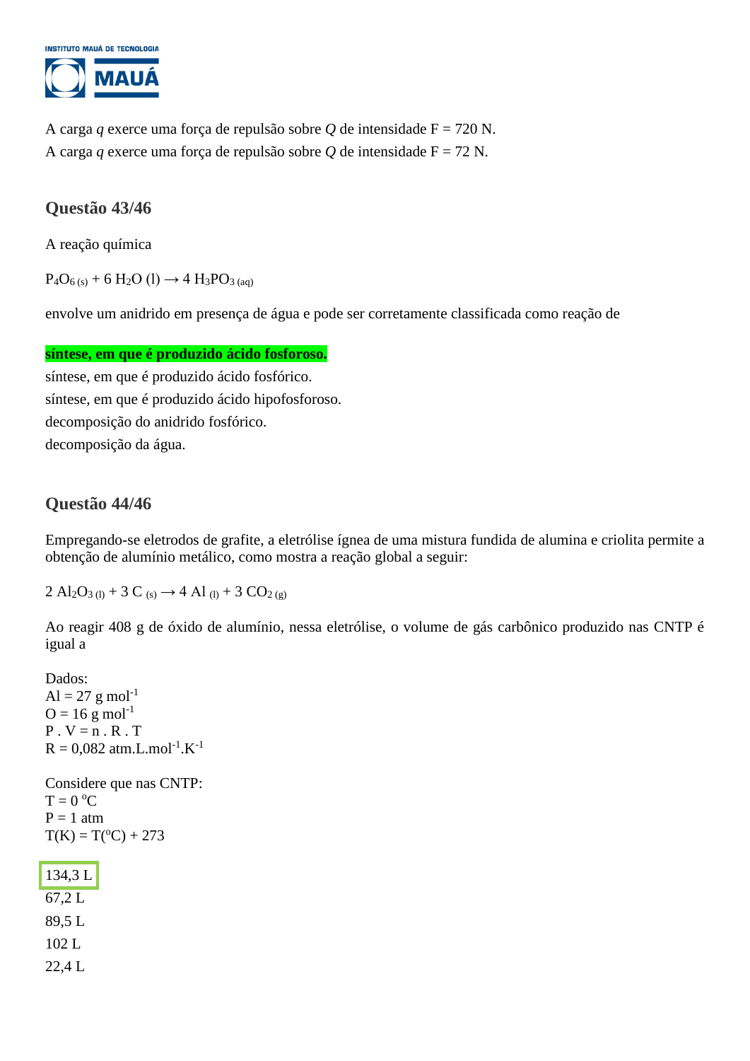A carga *q* exerce uma força de repulsão sobre *Q* de intensidade F = 720 N.
A carga *q* exerce uma força de repulsão sobre *Q* de intensidade F = 72 N.

## Questão 43/46

A reação química

$P_4O_{6\,(s)} + 6\,H_2O\,(l) \rightarrow 4\,H_3PO_{3\,(aq)}$

envolve um anidrido em presença de água e pode ser corretamente classificada como reação de

**síntese, em que é produzido ácido fosforoso.**
síntese, em que é produzido ácido fosfórico.
síntese, em que é produzido ácido hipofosforoso.
decomposição do anidrido fosfórico.
decomposição da água.

## Questão 44/46

Empregando-se eletrodos de grafite, a eletrólise ígnea de uma mistura fundida de alumina e criolita permite a obtenção de alumínio metálico, como mostra a reação global a seguir:

$2\,Al_2O_{3\,(l)} + 3\,C_{\,(s)} \rightarrow 4\,Al_{\,(l)} + 3\,CO_{2\,(g)}$

Ao reagir 408 g de óxido de alumínio, nessa eletrólise, o volume de gás carbônico produzido nas CNTP é igual a

Dados:
Al = 27 g $mol^{-1}$
O = 16 g $mol^{-1}$
P . V = n . R . T
R = 0,082 atm.L.$mol^{-1}$.$K^{-1}$

Considere que nas CNTP:
T = 0 °C
P = 1 atm
T(K) = T(°C) + 273

134,3 L
67,2 L
89,5 L
102 L
22,4 L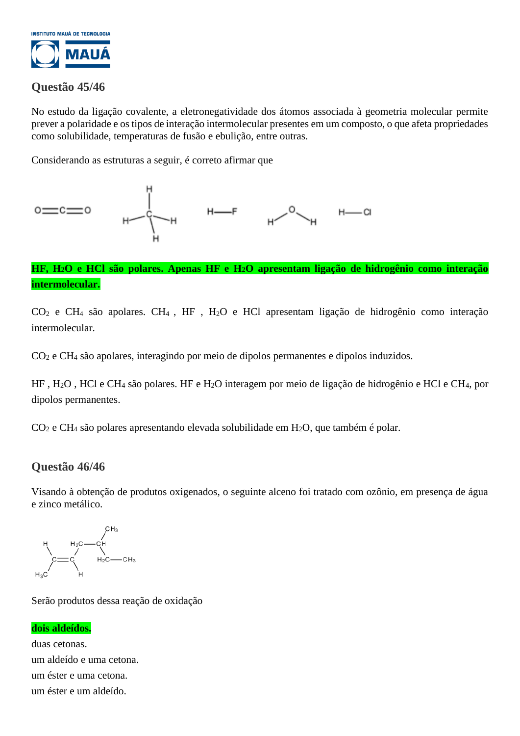## Questão 45/46

No estudo da ligação covalente, a eletronegatividade dos átomos associada à geometria molecular permite prever a polaridade e os tipos de interação intermolecular presentes em um composto, o que afeta propriedades como solubilidade, temperaturas de fusão e ebulição, entre outras.

Considerando as estruturas a seguir, é correto afirmar que

O=C=O H–C(H)(H)–H H—F H–O–H H—Cl

**HF, $H_2O$ e HCl são polares. Apenas HF e $H_2O$ apresentam ligação de hidrogênio como interação intermolecular.**

$CO_2$ e $CH_4$ são apolares. $CH_4$ , HF , $H_2O$ e HCl apresentam ligação de hidrogênio como interação intermolecular.

$CO_2$ e $CH_4$ são apolares, interagindo por meio de dipolos permanentes e dipolos induzidos.

HF , $H_2O$ , HCl e $CH_4$ são polares. HF e $H_2O$ interagem por meio de ligação de hidrogênio e HCl e $CH_4$, por dipolos permanentes.

$CO_2$ e $CH_4$ são polares apresentando elevada solubilidade em $H_2O$, que também é polar.

## Questão 46/46

Visando à obtenção de produtos oxigenados, o seguinte alceno foi tratado com ozônio, em presença de água e zinco metálico.

$H_3C$–CH=CH–$CH_2$–CH($CH_3$)–$CH_2$–$CH_3$

Serão produtos dessa reação de oxidação

**dois aldeídos.**

duas cetonas.

um aldeído e uma cetona.

um éster e uma cetona.

um éster e um aldeído.